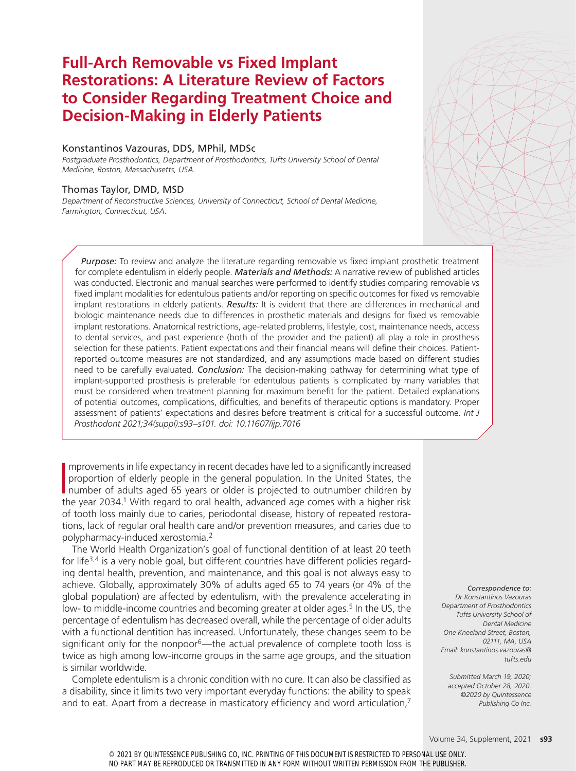# Full-Arch Removable vs Fixed Implant Restorations: A Literature Review of Factors to Consider Regarding Treatment Choice and Decision-Making in Elderly Patients

Konstantinos Vazouras, DDS, MPhil, MDSc

*Postgraduate Prosthodontics, Department of Prosthodontics, Tufts University School of Dental Medicine, Boston, Massachusetts, USA.*

Thomas Taylor, DMD, MSD

*Department of Reconstructive Sciences, University of Connecticut, School of Dental Medicine, Farmington, Connecticut, USA.*

***Purpose:*** To review and analyze the literature regarding removable vs fixed implant prosthetic treatment for complete edentulism in elderly people. ***Materials and Methods:*** A narrative review of published articles was conducted. Electronic and manual searches were performed to identify studies comparing removable vs fixed implant modalities for edentulous patients and/or reporting on specific outcomes for fixed vs removable implant restorations in elderly patients. ***Results:*** It is evident that there are differences in mechanical and biologic maintenance needs due to differences in prosthetic materials and designs for fixed vs removable implant restorations. Anatomical restrictions, age-related problems, lifestyle, cost, maintenance needs, access to dental services, and past experience (both of the provider and the patient) all play a role in prosthesis selection for these patients. Patient expectations and their financial means will define their choices. Patient-reported outcome measures are not standardized, and any assumptions made based on different studies need to be carefully evaluated. ***Conclusion:*** The decision-making pathway for determining what type of implant-supported prosthesis is preferable for edentulous patients is complicated by many variables that must be considered when treatment planning for maximum benefit for the patient. Detailed explanations of potential outcomes, complications, difficulties, and benefits of therapeutic options is mandatory. Proper assessment of patients' expectations and desires before treatment is critical for a successful outcome. *Int J Prosthodont 2021;34(suppl):s93–s101. doi: 10.11607/ijp.7016*

Improvements in life expectancy in recent decades have led to a significantly increased proportion of elderly people in the general population. In the United States, the number of adults aged 65 years or older is projected to outnumber children by the year 2034.[1] With regard to oral health, advanced age comes with a higher risk of tooth loss mainly due to caries, periodontal disease, history of repeated restorations, lack of regular oral health care and/or prevention measures, and caries due to polypharmacy-induced xerostomia.[2]

The World Health Organization's goal of functional dentition of at least 20 teeth for life[3,4] is a very noble goal, but different countries have different policies regarding dental health, prevention, and maintenance, and this goal is not always easy to achieve. Globally, approximately 30% of adults aged 65 to 74 years (or 4% of the global population) are affected by edentulism, with the prevalence accelerating in low- to middle-income countries and becoming greater at older ages.[5] In the US, the percentage of edentulism has decreased overall, while the percentage of older adults with a functional dentition has increased. Unfortunately, these changes seem to be significant only for the nonpoor[6]—the actual prevalence of complete tooth loss is twice as high among low-income groups in the same age groups, and the situation is similar worldwide.

Complete edentulism is a chronic condition with no cure. It can also be classified as a disability, since it limits two very important everyday functions: the ability to speak and to eat. Apart from a decrease in masticatory efficiency and word articulation,[7]

*Correspondence to:*
*Dr Konstantinos Vazouras*
*Department of Prosthodontics*
*Tufts University School of Dental Medicine*
*One Kneeland Street, Boston, 02111, MA, USA*
*Email: konstantinos.vazouras@tufts.edu*

*Submitted March 19, 2020; accepted October 28, 2020.*
*©2020 by Quintessence Publishing Co Inc.*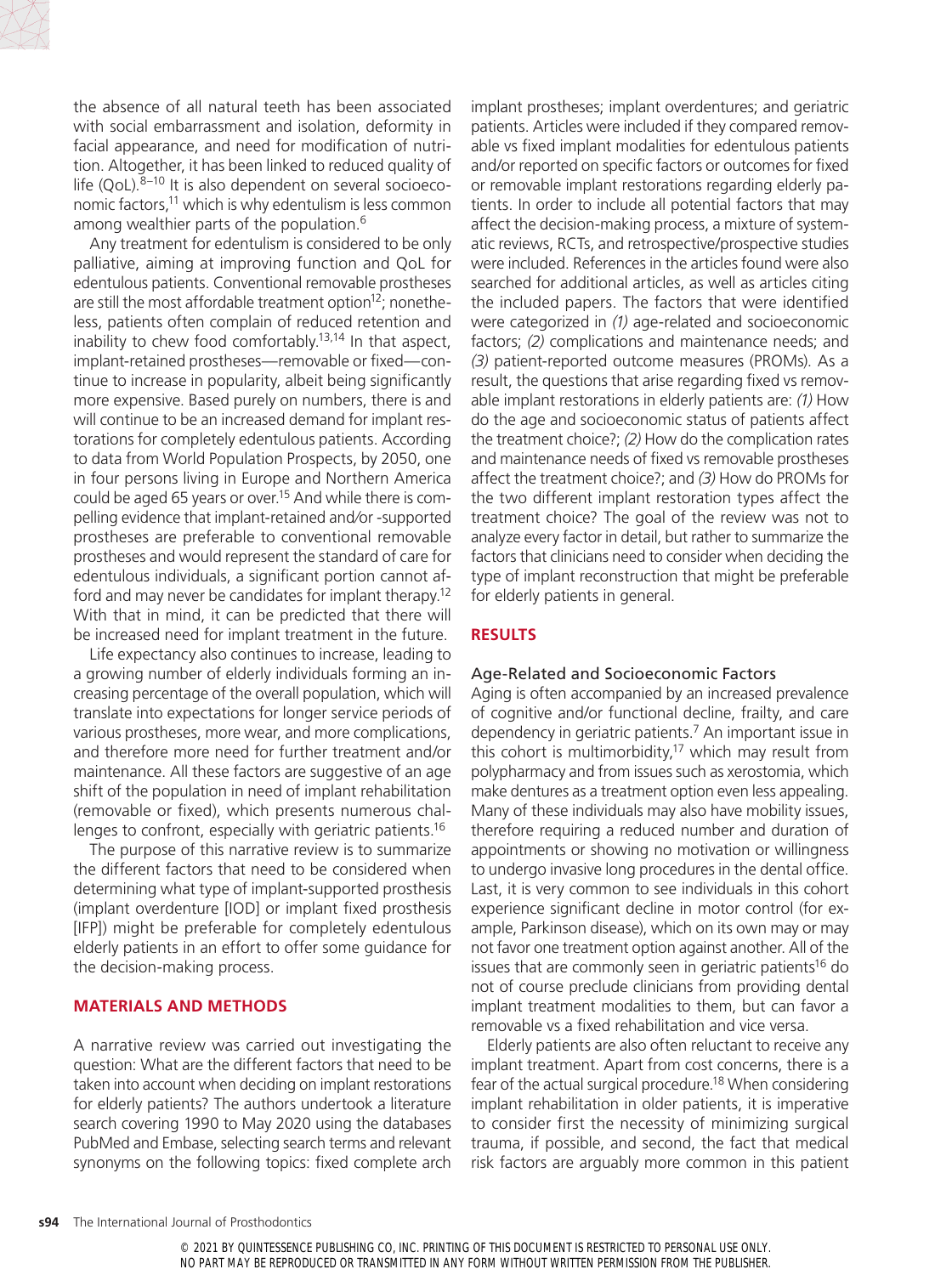the absence of all natural teeth has been associated with social embarrassment and isolation, deformity in facial appearance, and need for modification of nutrition. Altogether, it has been linked to reduced quality of life (QoL).[8–10] It is also dependent on several socioeconomic factors,[11] which is why edentulism is less common among wealthier parts of the population.[6]

Any treatment for edentulism is considered to be only palliative, aiming at improving function and QoL for edentulous patients. Conventional removable prostheses are still the most affordable treatment option[12]; nonetheless, patients often complain of reduced retention and inability to chew food comfortably.[13,14] In that aspect, implant-retained prostheses—removable or fixed—continue to increase in popularity, albeit being significantly more expensive. Based purely on numbers, there is and will continue to be an increased demand for implant restorations for completely edentulous patients. According to data from World Population Prospects, by 2050, one in four persons living in Europe and Northern America could be aged 65 years or over.[15] And while there is compelling evidence that implant-retained and/or -supported prostheses are preferable to conventional removable prostheses and would represent the standard of care for edentulous individuals, a significant portion cannot afford and may never be candidates for implant therapy.[12] With that in mind, it can be predicted that there will be increased need for implant treatment in the future.

Life expectancy also continues to increase, leading to a growing number of elderly individuals forming an increasing percentage of the overall population, which will translate into expectations for longer service periods of various prostheses, more wear, and more complications, and therefore more need for further treatment and/or maintenance. All these factors are suggestive of an age shift of the population in need of implant rehabilitation (removable or fixed), which presents numerous challenges to confront, especially with geriatric patients.[16]

The purpose of this narrative review is to summarize the different factors that need to be considered when determining what type of implant-supported prosthesis (implant overdenture [IOD] or implant fixed prosthesis [IFP]) might be preferable for completely edentulous elderly patients in an effort to offer some guidance for the decision-making process.

## MATERIALS AND METHODS

A narrative review was carried out investigating the question: What are the different factors that need to be taken into account when deciding on implant restorations for elderly patients? The authors undertook a literature search covering 1990 to May 2020 using the databases PubMed and Embase, selecting search terms and relevant synonyms on the following topics: fixed complete arch implant prostheses; implant overdentures; and geriatric patients. Articles were included if they compared removable vs fixed implant modalities for edentulous patients and/or reported on specific factors or outcomes for fixed or removable implant restorations regarding elderly patients. In order to include all potential factors that may affect the decision-making process, a mixture of systematic reviews, RCTs, and retrospective/prospective studies were included. References in the articles found were also searched for additional articles, as well as articles citing the included papers. The factors that were identified were categorized in *(1)* age-related and socioeconomic factors; *(2)* complications and maintenance needs; and *(3)* patient-reported outcome measures (PROMs). As a result, the questions that arise regarding fixed vs removable implant restorations in elderly patients are: *(1)* How do the age and socioeconomic status of patients affect the treatment choice?; *(2)* How do the complication rates and maintenance needs of fixed vs removable prostheses affect the treatment choice?; and *(3)* How do PROMs for the two different implant restoration types affect the treatment choice? The goal of the review was not to analyze every factor in detail, but rather to summarize the factors that clinicians need to consider when deciding the type of implant reconstruction that might be preferable for elderly patients in general.

## RESULTS

### Age-Related and Socioeconomic Factors

Aging is often accompanied by an increased prevalence of cognitive and/or functional decline, frailty, and care dependency in geriatric patients.[7] An important issue in this cohort is multimorbidity,[17] which may result from polypharmacy and from issues such as xerostomia, which make dentures as a treatment option even less appealing. Many of these individuals may also have mobility issues, therefore requiring a reduced number and duration of appointments or showing no motivation or willingness to undergo invasive long procedures in the dental office. Last, it is very common to see individuals in this cohort experience significant decline in motor control (for example, Parkinson disease), which on its own may or may not favor one treatment option against another. All of the issues that are commonly seen in geriatric patients[16] do not of course preclude clinicians from providing dental implant treatment modalities to them, but can favor a removable vs a fixed rehabilitation and vice versa.

Elderly patients are also often reluctant to receive any implant treatment. Apart from cost concerns, there is a fear of the actual surgical procedure.[18] When considering implant rehabilitation in older patients, it is imperative to consider first the necessity of minimizing surgical trauma, if possible, and second, the fact that medical risk factors are arguably more common in this patient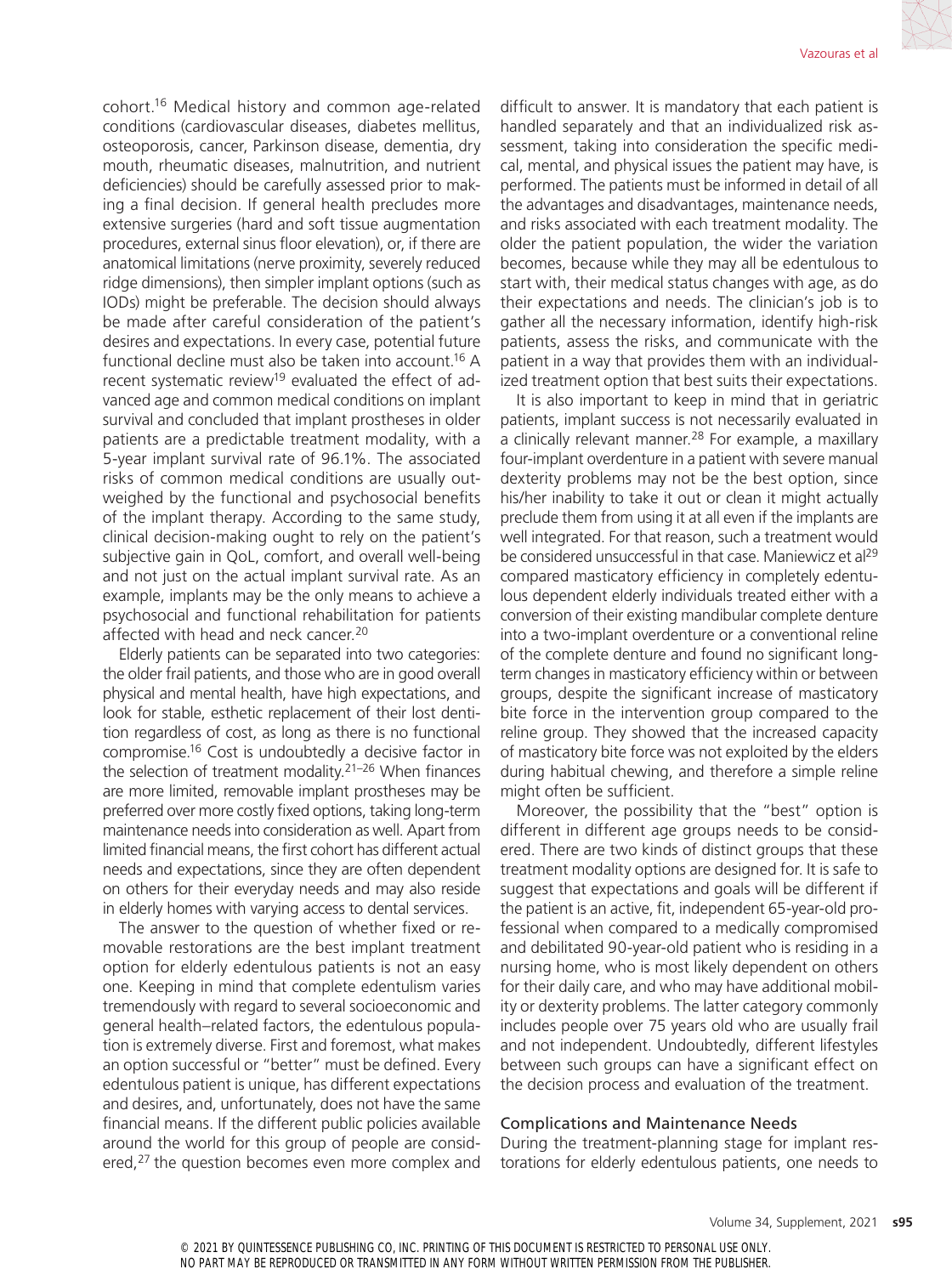cohort.[16] Medical history and common age-related conditions (cardiovascular diseases, diabetes mellitus, osteoporosis, cancer, Parkinson disease, dementia, dry mouth, rheumatic diseases, malnutrition, and nutrient deficiencies) should be carefully assessed prior to making a final decision. If general health precludes more extensive surgeries (hard and soft tissue augmentation procedures, external sinus floor elevation), or, if there are anatomical limitations (nerve proximity, severely reduced ridge dimensions), then simpler implant options (such as IODs) might be preferable. The decision should always be made after careful consideration of the patient's desires and expectations. In every case, potential future functional decline must also be taken into account.[16] A recent systematic review[19] evaluated the effect of advanced age and common medical conditions on implant survival and concluded that implant prostheses in older patients are a predictable treatment modality, with a 5-year implant survival rate of 96.1%. The associated risks of common medical conditions are usually outweighed by the functional and psychosocial benefits of the implant therapy. According to the same study, clinical decision-making ought to rely on the patient's subjective gain in QoL, comfort, and overall well-being and not just on the actual implant survival rate. As an example, implants may be the only means to achieve a psychosocial and functional rehabilitation for patients affected with head and neck cancer.[20]

Elderly patients can be separated into two categories: the older frail patients, and those who are in good overall physical and mental health, have high expectations, and look for stable, esthetic replacement of their lost dentition regardless of cost, as long as there is no functional compromise.[16] Cost is undoubtedly a decisive factor in the selection of treatment modality.[21–26] When finances are more limited, removable implant prostheses may be preferred over more costly fixed options, taking long-term maintenance needs into consideration as well. Apart from limited financial means, the first cohort has different actual needs and expectations, since they are often dependent on others for their everyday needs and may also reside in elderly homes with varying access to dental services.

The answer to the question of whether fixed or removable restorations are the best implant treatment option for elderly edentulous patients is not an easy one. Keeping in mind that complete edentulism varies tremendously with regard to several socioeconomic and general health–related factors, the edentulous population is extremely diverse. First and foremost, what makes an option successful or "better" must be defined. Every edentulous patient is unique, has different expectations and desires, and, unfortunately, does not have the same financial means. If the different public policies available around the world for this group of people are considered,[27] the question becomes even more complex and difficult to answer. It is mandatory that each patient is handled separately and that an individualized risk assessment, taking into consideration the specific medical, mental, and physical issues the patient may have, is performed. The patients must be informed in detail of all the advantages and disadvantages, maintenance needs, and risks associated with each treatment modality. The older the patient population, the wider the variation becomes, because while they may all be edentulous to start with, their medical status changes with age, as do their expectations and needs. The clinician's job is to gather all the necessary information, identify high-risk patients, assess the risks, and communicate with the patient in a way that provides them with an individualized treatment option that best suits their expectations.

It is also important to keep in mind that in geriatric patients, implant success is not necessarily evaluated in a clinically relevant manner.[28] For example, a maxillary four-implant overdenture in a patient with severe manual dexterity problems may not be the best option, since his/her inability to take it out or clean it might actually preclude them from using it at all even if the implants are well integrated. For that reason, such a treatment would be considered unsuccessful in that case. Maniewicz et al[29] compared masticatory efficiency in completely edentulous dependent elderly individuals treated either with a conversion of their existing mandibular complete denture into a two-implant overdenture or a conventional reline of the complete denture and found no significant long-term changes in masticatory efficiency within or between groups, despite the significant increase of masticatory bite force in the intervention group compared to the reline group. They showed that the increased capacity of masticatory bite force was not exploited by the elders during habitual chewing, and therefore a simple reline might often be sufficient.

Moreover, the possibility that the "best" option is different in different age groups needs to be considered. There are two kinds of distinct groups that these treatment modality options are designed for. It is safe to suggest that expectations and goals will be different if the patient is an active, fit, independent 65-year-old professional when compared to a medically compromised and debilitated 90-year-old patient who is residing in a nursing home, who is most likely dependent on others for their daily care, and who may have additional mobility or dexterity problems. The latter category commonly includes people over 75 years old who are usually frail and not independent. Undoubtedly, different lifestyles between such groups can have a significant effect on the decision process and evaluation of the treatment.

### Complications and Maintenance Needs

During the treatment-planning stage for implant restorations for elderly edentulous patients, one needs to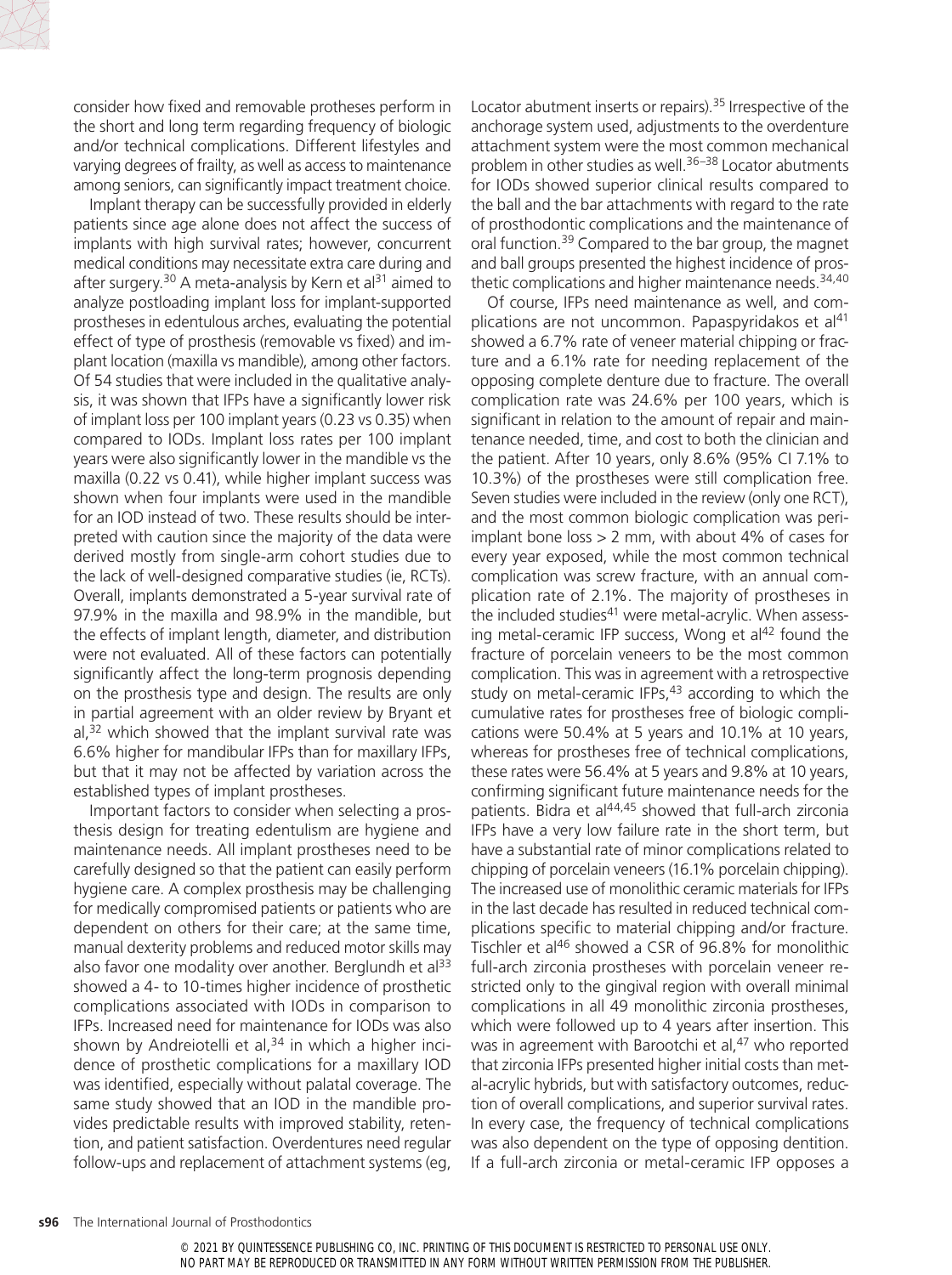consider how fixed and removable protheses perform in the short and long term regarding frequency of biologic and/or technical complications. Different lifestyles and varying degrees of frailty, as well as access to maintenance among seniors, can significantly impact treatment choice.

Implant therapy can be successfully provided in elderly patients since age alone does not affect the success of implants with high survival rates; however, concurrent medical conditions may necessitate extra care during and after surgery.[30] A meta-analysis by Kern et al[31] aimed to analyze postloading implant loss for implant-supported prostheses in edentulous arches, evaluating the potential effect of type of prosthesis (removable vs fixed) and implant location (maxilla vs mandible), among other factors. Of 54 studies that were included in the qualitative analysis, it was shown that IFPs have a significantly lower risk of implant loss per 100 implant years (0.23 vs 0.35) when compared to IODs. Implant loss rates per 100 implant years were also significantly lower in the mandible vs the maxilla (0.22 vs 0.41), while higher implant success was shown when four implants were used in the mandible for an IOD instead of two. These results should be interpreted with caution since the majority of the data were derived mostly from single-arm cohort studies due to the lack of well-designed comparative studies (ie, RCTs). Overall, implants demonstrated a 5-year survival rate of 97.9% in the maxilla and 98.9% in the mandible, but the effects of implant length, diameter, and distribution were not evaluated. All of these factors can potentially significantly affect the long-term prognosis depending on the prosthesis type and design. The results are only in partial agreement with an older review by Bryant et al,[32] which showed that the implant survival rate was 6.6% higher for mandibular IFPs than for maxillary IFPs, but that it may not be affected by variation across the established types of implant prostheses.

Important factors to consider when selecting a prosthesis design for treating edentulism are hygiene and maintenance needs. All implant prostheses need to be carefully designed so that the patient can easily perform hygiene care. A complex prosthesis may be challenging for medically compromised patients or patients who are dependent on others for their care; at the same time, manual dexterity problems and reduced motor skills may also favor one modality over another. Berglundh et al[33] showed a 4- to 10-times higher incidence of prosthetic complications associated with IODs in comparison to IFPs. Increased need for maintenance for IODs was also shown by Andreiotelli et al,[34] in which a higher incidence of prosthetic complications for a maxillary IOD was identified, especially without palatal coverage. The same study showed that an IOD in the mandible provides predictable results with improved stability, retention, and patient satisfaction. Overdentures need regular follow-ups and replacement of attachment systems (eg, Locator abutment inserts or repairs).[35] Irrespective of the anchorage system used, adjustments to the overdenture attachment system were the most common mechanical problem in other studies as well.[36–38] Locator abutments for IODs showed superior clinical results compared to the ball and the bar attachments with regard to the rate of prosthodontic complications and the maintenance of oral function.[39] Compared to the bar group, the magnet and ball groups presented the highest incidence of prosthetic complications and higher maintenance needs.[34,40]

Of course, IFPs need maintenance as well, and complications are not uncommon. Papaspyridakos et al[41] showed a 6.7% rate of veneer material chipping or fracture and a 6.1% rate for needing replacement of the opposing complete denture due to fracture. The overall complication rate was 24.6% per 100 years, which is significant in relation to the amount of repair and maintenance needed, time, and cost to both the clinician and the patient. After 10 years, only 8.6% (95% CI 7.1% to 10.3%) of the prostheses were still complication free. Seven studies were included in the review (only one RCT), and the most common biologic complication was peri-implant bone loss > 2 mm, with about 4% of cases for every year exposed, while the most common technical complication was screw fracture, with an annual complication rate of 2.1%. The majority of prostheses in the included studies[41] were metal-acrylic. When assessing metal-ceramic IFP success, Wong et al[42] found the fracture of porcelain veneers to be the most common complication. This was in agreement with a retrospective study on metal-ceramic IFPs,[43] according to which the cumulative rates for prostheses free of biologic complications were 50.4% at 5 years and 10.1% at 10 years, whereas for prostheses free of technical complications, these rates were 56.4% at 5 years and 9.8% at 10 years, confirming significant future maintenance needs for the patients. Bidra et al[44,45] showed that full-arch zirconia IFPs have a very low failure rate in the short term, but have a substantial rate of minor complications related to chipping of porcelain veneers (16.1% porcelain chipping). The increased use of monolithic ceramic materials for IFPs in the last decade has resulted in reduced technical complications specific to material chipping and/or fracture. Tischler et al[46] showed a CSR of 96.8% for monolithic full-arch zirconia prostheses with porcelain veneer restricted only to the gingival region with overall minimal complications in all 49 monolithic zirconia prostheses, which were followed up to 4 years after insertion. This was in agreement with Barootchi et al,[47] who reported that zirconia IFPs presented higher initial costs than metal-acrylic hybrids, but with satisfactory outcomes, reduction of overall complications, and superior survival rates. In every case, the frequency of technical complications was also dependent on the type of opposing dentition. If a full-arch zirconia or metal-ceramic IFP opposes a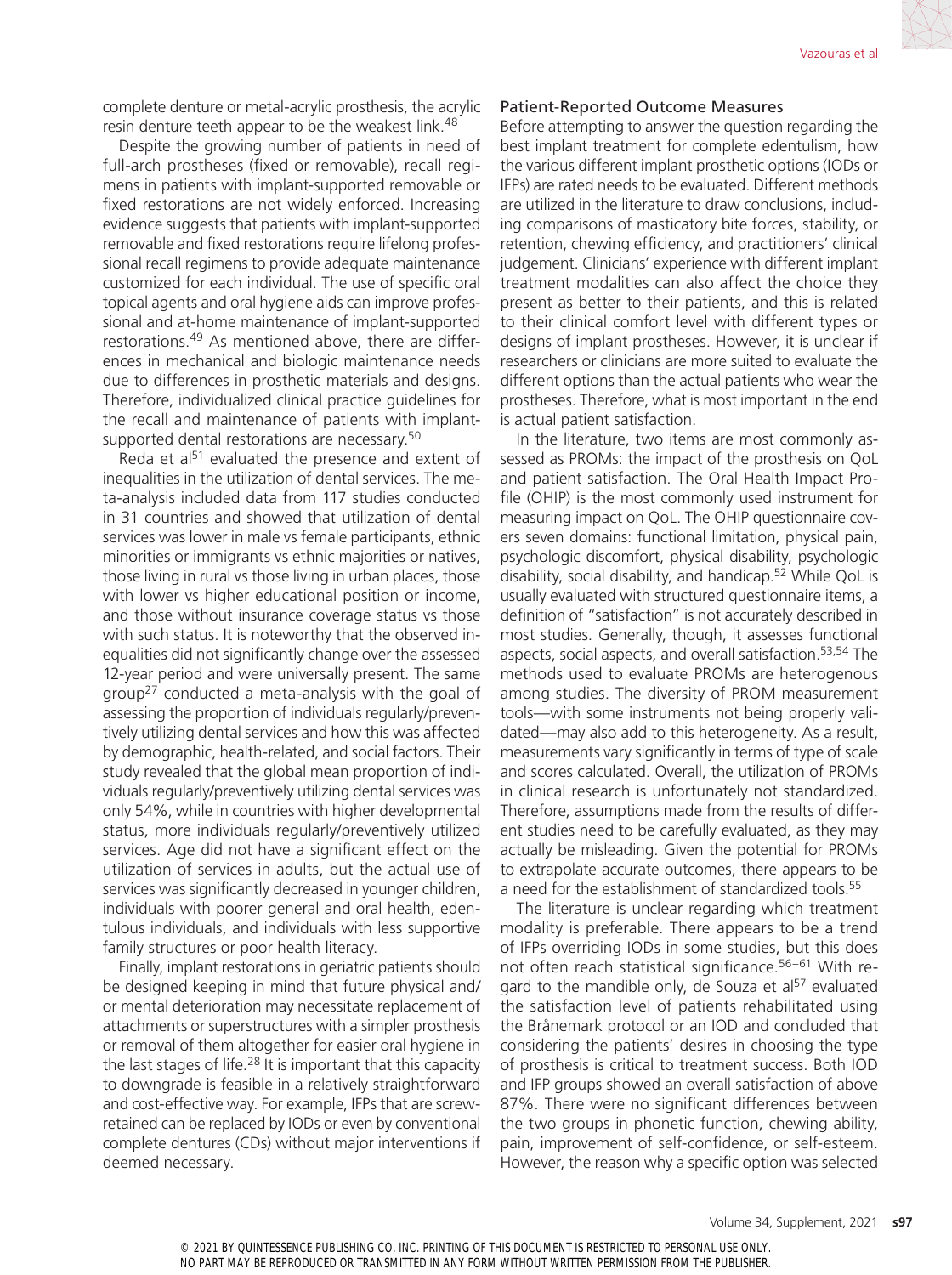complete denture or metal-acrylic prosthesis, the acrylic resin denture teeth appear to be the weakest link.[48]

Despite the growing number of patients in need of full-arch prostheses (fixed or removable), recall regimens in patients with implant-supported removable or fixed restorations are not widely enforced. Increasing evidence suggests that patients with implant-supported removable and fixed restorations require lifelong professional recall regimens to provide adequate maintenance customized for each individual. The use of specific oral topical agents and oral hygiene aids can improve professional and at-home maintenance of implant-supported restorations.[49] As mentioned above, there are differences in mechanical and biologic maintenance needs due to differences in prosthetic materials and designs. Therefore, individualized clinical practice guidelines for the recall and maintenance of patients with implant-supported dental restorations are necessary.[50]

Reda et al[51] evaluated the presence and extent of inequalities in the utilization of dental services. The meta-analysis included data from 117 studies conducted in 31 countries and showed that utilization of dental services was lower in male vs female participants, ethnic minorities or immigrants vs ethnic majorities or natives, those living in rural vs those living in urban places, those with lower vs higher educational position or income, and those without insurance coverage status vs those with such status. It is noteworthy that the observed inequalities did not significantly change over the assessed 12-year period and were universally present. The same group[27] conducted a meta-analysis with the goal of assessing the proportion of individuals regularly/preventively utilizing dental services and how this was affected by demographic, health-related, and social factors. Their study revealed that the global mean proportion of individuals regularly/preventively utilizing dental services was only 54%, while in countries with higher developmental status, more individuals regularly/preventively utilized services. Age did not have a significant effect on the utilization of services in adults, but the actual use of services was significantly decreased in younger children, individuals with poorer general and oral health, edentulous individuals, and individuals with less supportive family structures or poor health literacy.

Finally, implant restorations in geriatric patients should be designed keeping in mind that future physical and/or mental deterioration may necessitate replacement of attachments or superstructures with a simpler prosthesis or removal of them altogether for easier oral hygiene in the last stages of life.[28] It is important that this capacity to downgrade is feasible in a relatively straightforward and cost-effective way. For example, IFPs that are screw-retained can be replaced by IODs or even by conventional complete dentures (CDs) without major interventions if deemed necessary.

### Patient-Reported Outcome Measures

Before attempting to answer the question regarding the best implant treatment for complete edentulism, how the various different implant prosthetic options (IODs or IFPs) are rated needs to be evaluated. Different methods are utilized in the literature to draw conclusions, including comparisons of masticatory bite forces, stability, or retention, chewing efficiency, and practitioners' clinical judgement. Clinicians' experience with different implant treatment modalities can also affect the choice they present as better to their patients, and this is related to their clinical comfort level with different types or designs of implant prostheses. However, it is unclear if researchers or clinicians are more suited to evaluate the different options than the actual patients who wear the prostheses. Therefore, what is most important in the end is actual patient satisfaction.

In the literature, two items are most commonly assessed as PROMs: the impact of the prosthesis on QoL and patient satisfaction. The Oral Health Impact Profile (OHIP) is the most commonly used instrument for measuring impact on QoL. The OHIP questionnaire covers seven domains: functional limitation, physical pain, psychologic discomfort, physical disability, psychologic disability, social disability, and handicap.[52] While QoL is usually evaluated with structured questionnaire items, a definition of "satisfaction" is not accurately described in most studies. Generally, though, it assesses functional aspects, social aspects, and overall satisfaction.[53,54] The methods used to evaluate PROMs are heterogenous among studies. The diversity of PROM measurement tools—with some instruments not being properly validated—may also add to this heterogeneity. As a result, measurements vary significantly in terms of type of scale and scores calculated. Overall, the utilization of PROMs in clinical research is unfortunately not standardized. Therefore, assumptions made from the results of different studies need to be carefully evaluated, as they may actually be misleading. Given the potential for PROMs to extrapolate accurate outcomes, there appears to be a need for the establishment of standardized tools.[55]

The literature is unclear regarding which treatment modality is preferable. There appears to be a trend of IFPs overriding IODs in some studies, but this does not often reach statistical significance.[56–61] With regard to the mandible only, de Souza et al[57] evaluated the satisfaction level of patients rehabilitated using the Brånemark protocol or an IOD and concluded that considering the patients' desires in choosing the type of prosthesis is critical to treatment success. Both IOD and IFP groups showed an overall satisfaction of above 87%. There were no significant differences between the two groups in phonetic function, chewing ability, pain, improvement of self-confidence, or self-esteem. However, the reason why a specific option was selected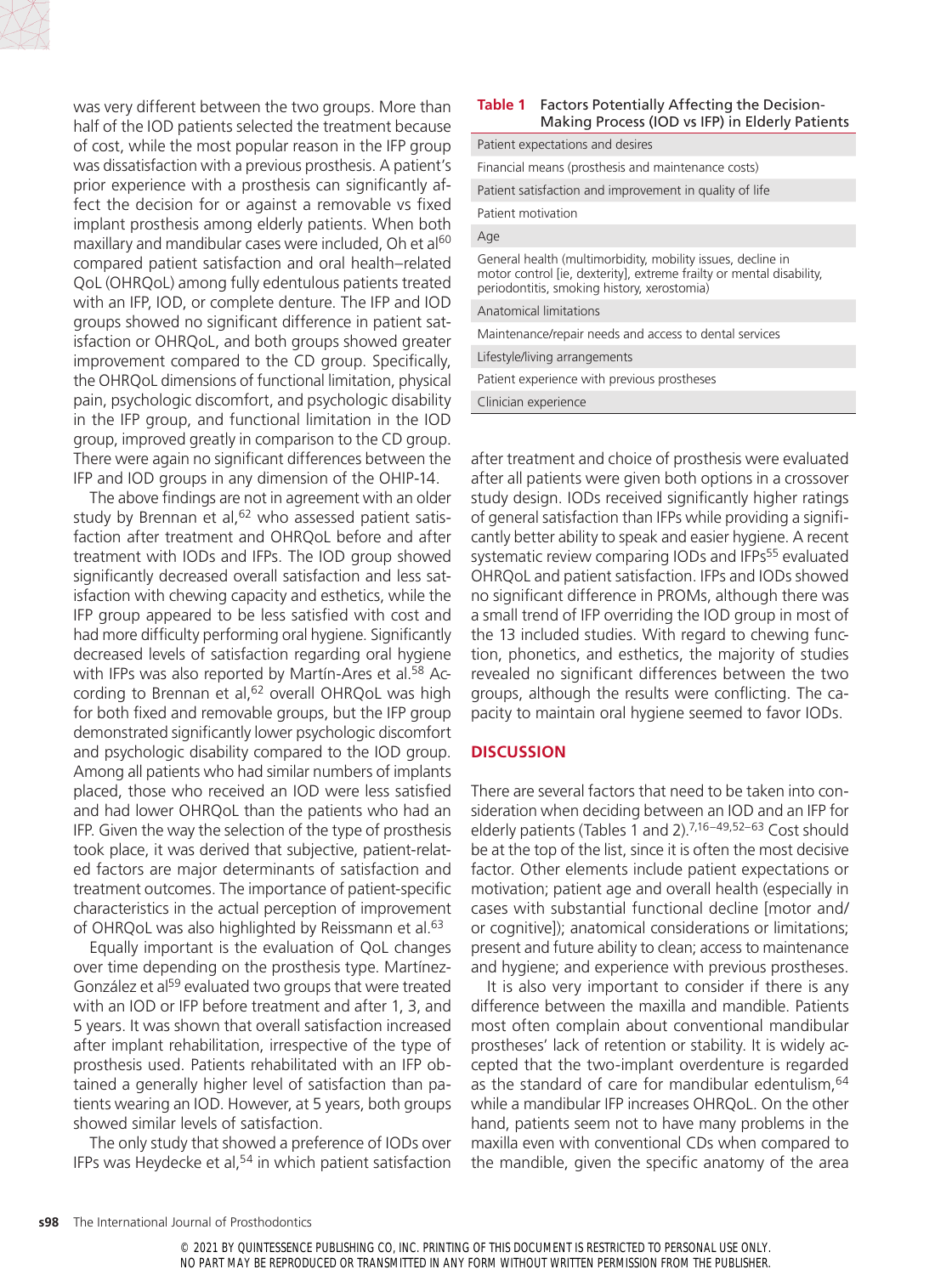was very different between the two groups. More than half of the IOD patients selected the treatment because of cost, while the most popular reason in the IFP group was dissatisfaction with a previous prosthesis. A patient's prior experience with a prosthesis can significantly affect the decision for or against a removable vs fixed implant prosthesis among elderly patients. When both maxillary and mandibular cases were included, Oh et al[60] compared patient satisfaction and oral health–related QoL (OHRQoL) among fully edentulous patients treated with an IFP, IOD, or complete denture. The IFP and IOD groups showed no significant difference in patient satisfaction or OHRQoL, and both groups showed greater improvement compared to the CD group. Specifically, the OHRQoL dimensions of functional limitation, physical pain, psychologic discomfort, and psychologic disability in the IFP group, and functional limitation in the IOD group, improved greatly in comparison to the CD group. There were again no significant differences between the IFP and IOD groups in any dimension of the OHIP-14.

The above findings are not in agreement with an older study by Brennan et al,[62] who assessed patient satisfaction after treatment and OHRQoL before and after treatment with IODs and IFPs. The IOD group showed significantly decreased overall satisfaction and less satisfaction with chewing capacity and esthetics, while the IFP group appeared to be less satisfied with cost and had more difficulty performing oral hygiene. Significantly decreased levels of satisfaction regarding oral hygiene with IFPs was also reported by Martín-Ares et al.[58] According to Brennan et al,[62] overall OHRQoL was high for both fixed and removable groups, but the IFP group demonstrated significantly lower psychologic discomfort and psychologic disability compared to the IOD group. Among all patients who had similar numbers of implants placed, those who received an IOD were less satisfied and had lower OHRQoL than the patients who had an IFP. Given the way the selection of the type of prosthesis took place, it was derived that subjective, patient-related factors are major determinants of satisfaction and treatment outcomes. The importance of patient-specific characteristics in the actual perception of improvement of OHRQoL was also highlighted by Reissmann et al.[63]

Equally important is the evaluation of QoL changes over time depending on the prosthesis type. Martínez-González et al[59] evaluated two groups that were treated with an IOD or IFP before treatment and after 1, 3, and 5 years. It was shown that overall satisfaction increased after implant rehabilitation, irrespective of the type of prosthesis used. Patients rehabilitated with an IFP obtained a generally higher level of satisfaction than patients wearing an IOD. However, at 5 years, both groups showed similar levels of satisfaction.

The only study that showed a preference of IODs over IFPs was Heydecke et al,[54] in which patient satisfaction after treatment and choice of prosthesis were evaluated after all patients were given both options in a crossover study design. IODs received significantly higher ratings of general satisfaction than IFPs while providing a significantly better ability to speak and easier hygiene. A recent systematic review comparing IODs and IFPs[55] evaluated OHRQoL and patient satisfaction. IFPs and IODs showed no significant difference in PROMs, although there was a small trend of IFP overriding the IOD group in most of the 13 included studies. With regard to chewing function, phonetics, and esthetics, the majority of studies revealed no significant differences between the two groups, although the results were conflicting. The capacity to maintain oral hygiene seemed to favor IODs.

**Table 1** Factors Potentially Affecting the Decision-Making Process (IOD vs IFP) in Elderly Patients

| Factors |
|---|
| Patient expectations and desires |
| Financial means (prosthesis and maintenance costs) |
| Patient satisfaction and improvement in quality of life |
| Patient motivation |
| Age |
| General health (multimorbidity, mobility issues, decline in motor control [ie, dexterity], extreme frailty or mental disability, periodontitis, smoking history, xerostomia) |
| Anatomical limitations |
| Maintenance/repair needs and access to dental services |
| Lifestyle/living arrangements |
| Patient experience with previous prostheses |
| Clinician experience |

## DISCUSSION

There are several factors that need to be taken into consideration when deciding between an IOD and an IFP for elderly patients (Tables 1 and 2).[7,16–49,52–63] Cost should be at the top of the list, since it is often the most decisive factor. Other elements include patient expectations or motivation; patient age and overall health (especially in cases with substantial functional decline [motor and/or cognitive]); anatomical considerations or limitations; present and future ability to clean; access to maintenance and hygiene; and experience with previous prostheses.

It is also very important to consider if there is any difference between the maxilla and mandible. Patients most often complain about conventional mandibular prostheses' lack of retention or stability. It is widely accepted that the two-implant overdenture is regarded as the standard of care for mandibular edentulism,[64] while a mandibular IFP increases OHRQoL. On the other hand, patients seem not to have many problems in the maxilla even with conventional CDs when compared to the mandible, given the specific anatomy of the area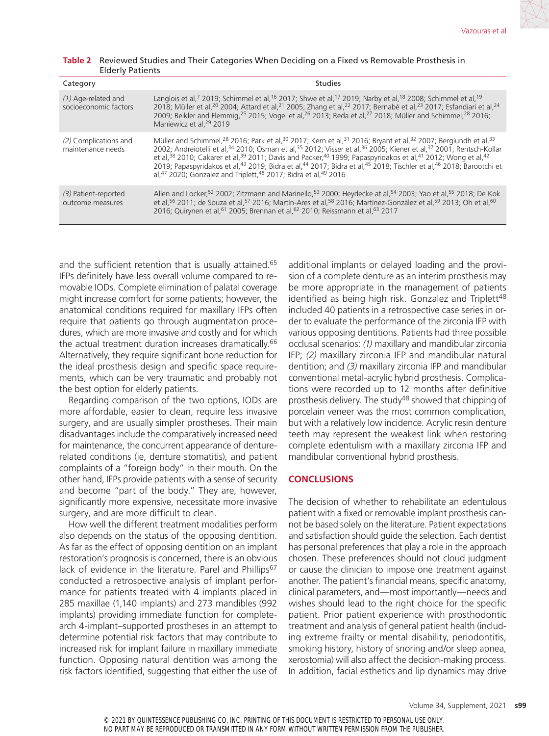**Table 2** Reviewed Studies and Their Categories When Deciding on a Fixed vs Removable Prosthesis in Elderly Patients

| Category | Studies |
| --- | --- |
| *(1)* Age-related and socioeconomic factors | Langlois et al,[7] 2019; Schimmel et al,[16] 2017; Shwe et al,[17] 2019; Narby et al,[18] 2008; Schimmel et al,[19] 2018; Müller et al,[20] 2004; Attard et al,[21] 2005; Zhang et al,[22] 2017; Bernabé et al,[23] 2017; Esfandiari et al,[24] 2009; Beikler and Flemmig,[25] 2015; Vogel et al,[26] 2013; Reda et al,[27] 2018; Müller and Schimmel,[28] 2016; Maniewicz et al,[29] 2019 |
| *(2)* Complications and maintenance needs | Müller and Schimmel,[28] 2016; Park et al,[30] 2017; Kern et al,[31] 2016; Bryant et al,[32] 2007; Berglundh et al,[33] 2002; Andreiotelli et al,[34] 2010; Osman et al,[35] 2012; Visser et al,[36] 2005; Kiener et al,[37] 2001; Rentsch-Kollar et al,[38] 2010; Cakarer et al,[39] 2011; Davis and Packer,[40] 1999; Papaspyridakos et al,[41] 2012; Wong et al,[42] 2019; Papaspyridakos et al,[43] 2019; Bidra et al,[44] 2017; Bidra et al,[45] 2018; Tischler et al,[46] 2018; Barootchi et al,[47] 2020; Gonzalez and Triplett,[48] 2017; Bidra et al,[49] 2016 |
| *(3)* Patient-reported outcome measures | Allen and Locker,[52] 2002; Zitzmann and Marinello,[53] 2000; Heydecke at al,[54] 2003; Yao et al,[55] 2018; De Kok et al,[56] 2011; de Souza et al,[57] 2016; Martín-Ares et al,[58] 2016; Martínez-González et al,[59] 2013; Oh et al,[60] 2016; Quirynen et al,[61] 2005; Brennan et al,[62] 2010; Reissmann et al,[63] 2017 |

and the sufficient retention that is usually attained.[65] IFPs definitely have less overall volume compared to removable IODs. Complete elimination of palatal coverage might increase comfort for some patients; however, the anatomical conditions required for maxillary IFPs often require that patients go through augmentation procedures, which are more invasive and costly and for which the actual treatment duration increases dramatically.[66] Alternatively, they require significant bone reduction for the ideal prosthesis design and specific space requirements, which can be very traumatic and probably not the best option for elderly patients.

Regarding comparison of the two options, IODs are more affordable, easier to clean, require less invasive surgery, and are usually simpler prostheses. Their main disadvantages include the comparatively increased need for maintenance, the concurrent appearance of denture-related conditions (ie, denture stomatitis), and patient complaints of a "foreign body" in their mouth. On the other hand, IFPs provide patients with a sense of security and become "part of the body." They are, however, significantly more expensive, necessitate more invasive surgery, and are more difficult to clean.

How well the different treatment modalities perform also depends on the status of the opposing dentition. As far as the effect of opposing dentition on an implant restoration's prognosis is concerned, there is an obvious lack of evidence in the literature. Parel and Phillips[67] conducted a retrospective analysis of implant performance for patients treated with 4 implants placed in 285 maxillae (1,140 implants) and 273 mandibles (992 implants) providing immediate function for complete-arch 4-implant–supported prostheses in an attempt to determine potential risk factors that may contribute to increased risk for implant failure in maxillary immediate function. Opposing natural dentition was among the risk factors identified, suggesting that either the use of additional implants or delayed loading and the provision of a complete denture as an interim prosthesis may be more appropriate in the management of patients identified as being high risk. Gonzalez and Triplett[48] included 40 patients in a retrospective case series in order to evaluate the performance of the zirconia IFP with various opposing dentitions. Patients had three possible occlusal scenarios: *(1)* maxillary and mandibular zirconia IFP; *(2)* maxillary zirconia IFP and mandibular natural dentition; and *(3)* maxillary zirconia IFP and mandibular conventional metal-acrylic hybrid prosthesis. Complications were recorded up to 12 months after definitive prosthesis delivery. The study[48] showed that chipping of porcelain veneer was the most common complication, but with a relatively low incidence. Acrylic resin denture teeth may represent the weakest link when restoring complete edentulism with a maxillary zirconia IFP and mandibular conventional hybrid prosthesis.

## CONCLUSIONS

The decision of whether to rehabilitate an edentulous patient with a fixed or removable implant prosthesis cannot be based solely on the literature. Patient expectations and satisfaction should guide the selection. Each dentist has personal preferences that play a role in the approach chosen. These preferences should not cloud judgment or cause the clinician to impose one treatment against another. The patient's financial means, specific anatomy, clinical parameters, and—most importantly—needs and wishes should lead to the right choice for the specific patient. Prior patient experience with prosthodontic treatment and analysis of general patient health (including extreme frailty or mental disability, periodontitis, smoking history, history of snoring and/or sleep apnea, xerostomia) will also affect the decision-making process. In addition, facial esthetics and lip dynamics may drive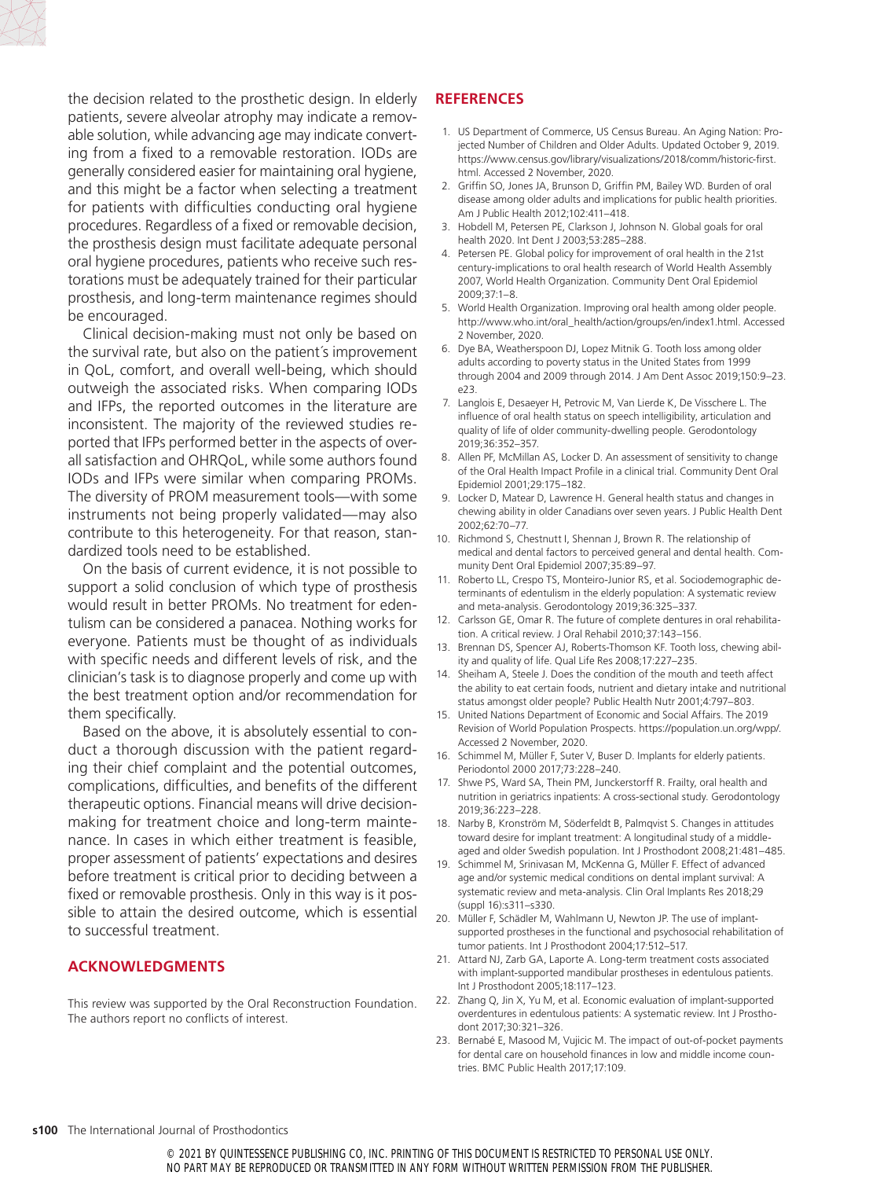the decision related to the prosthetic design. In elderly patients, severe alveolar atrophy may indicate a removable solution, while advancing age may indicate converting from a fixed to a removable restoration. IODs are generally considered easier for maintaining oral hygiene, and this might be a factor when selecting a treatment for patients with difficulties conducting oral hygiene procedures. Regardless of a fixed or removable decision, the prosthesis design must facilitate adequate personal oral hygiene procedures, patients who receive such restorations must be adequately trained for their particular prosthesis, and long-term maintenance regimes should be encouraged.

Clinical decision-making must not only be based on the survival rate, but also on the patient´s improvement in QoL, comfort, and overall well-being, which should outweigh the associated risks. When comparing IODs and IFPs, the reported outcomes in the literature are inconsistent. The majority of the reviewed studies reported that IFPs performed better in the aspects of overall satisfaction and OHRQoL, while some authors found IODs and IFPs were similar when comparing PROMs. The diversity of PROM measurement tools—with some instruments not being properly validated—may also contribute to this heterogeneity. For that reason, standardized tools need to be established.

On the basis of current evidence, it is not possible to support a solid conclusion of which type of prosthesis would result in better PROMs. No treatment for edentulism can be considered a panacea. Nothing works for everyone. Patients must be thought of as individuals with specific needs and different levels of risk, and the clinician's task is to diagnose properly and come up with the best treatment option and/or recommendation for them specifically.

Based on the above, it is absolutely essential to conduct a thorough discussion with the patient regarding their chief complaint and the potential outcomes, complications, difficulties, and benefits of the different therapeutic options. Financial means will drive decision-making for treatment choice and long-term maintenance. In cases in which either treatment is feasible, proper assessment of patients' expectations and desires before treatment is critical prior to deciding between a fixed or removable prosthesis. Only in this way is it possible to attain the desired outcome, which is essential to successful treatment.

## ACKNOWLEDGMENTS

This review was supported by the Oral Reconstruction Foundation. The authors report no conflicts of interest.

## REFERENCES

1. US Department of Commerce, US Census Bureau. An Aging Nation: Projected Number of Children and Older Adults. Updated October 9, 2019. https://www.census.gov/library/visualizations/2018/comm/historic-first.html. Accessed 2 November, 2020.
2. Griffin SO, Jones JA, Brunson D, Griffin PM, Bailey WD. Burden of oral disease among older adults and implications for public health priorities. Am J Public Health 2012;102:411–418.
3. Hobdell M, Petersen PE, Clarkson J, Johnson N. Global goals for oral health 2020. Int Dent J 2003;53:285–288.
4. Petersen PE. Global policy for improvement of oral health in the 21st century-implications to oral health research of World Health Assembly 2007, World Health Organization. Community Dent Oral Epidemiol 2009;37:1–8.
5. World Health Organization. Improving oral health among older people. http://www.who.int/oral_health/action/groups/en/index1.html. Accessed 2 November, 2020.
6. Dye BA, Weatherspoon DJ, Lopez Mitnik G. Tooth loss among older adults according to poverty status in the United States from 1999 through 2004 and 2009 through 2014. J Am Dent Assoc 2019;150:9–23.e23.
7. Langlois E, Desaeyer H, Petrovic M, Van Lierde K, De Visschere L. The influence of oral health status on speech intelligibility, articulation and quality of life of older community-dwelling people. Gerodontology 2019;36:352–357.
8. Allen PF, McMillan AS, Locker D. An assessment of sensitivity to change of the Oral Health Impact Profile in a clinical trial. Community Dent Oral Epidemiol 2001;29:175–182.
9. Locker D, Matear D, Lawrence H. General health status and changes in chewing ability in older Canadians over seven years. J Public Health Dent 2002;62:70–77.
10. Richmond S, Chestnutt I, Shennan J, Brown R. The relationship of medical and dental factors to perceived general and dental health. Community Dent Oral Epidemiol 2007;35:89–97.
11. Roberto LL, Crespo TS, Monteiro-Junior RS, et al. Sociodemographic determinants of edentulism in the elderly population: A systematic review and meta-analysis. Gerodontology 2019;36:325–337.
12. Carlsson GE, Omar R. The future of complete dentures in oral rehabilitation. A critical review. J Oral Rehabil 2010;37:143–156.
13. Brennan DS, Spencer AJ, Roberts-Thomson KF. Tooth loss, chewing ability and quality of life. Qual Life Res 2008;17:227–235.
14. Sheiham A, Steele J. Does the condition of the mouth and teeth affect the ability to eat certain foods, nutrient and dietary intake and nutritional status amongst older people? Public Health Nutr 2001;4:797–803.
15. United Nations Department of Economic and Social Affairs. The 2019 Revision of World Population Prospects. https://population.un.org/wpp/. Accessed 2 November, 2020.
16. Schimmel M, Müller F, Suter V, Buser D. Implants for elderly patients. Periodontol 2000 2017;73:228–240.
17. Shwe PS, Ward SA, Thein PM, Junckerstorff R. Frailty, oral health and nutrition in geriatrics inpatients: A cross-sectional study. Gerodontology 2019;36:223–228.
18. Narby B, Kronström M, Söderfeldt B, Palmqvist S. Changes in attitudes toward desire for implant treatment: A longitudinal study of a middle-aged and older Swedish population. Int J Prosthodont 2008;21:481–485.
19. Schimmel M, Srinivasan M, McKenna G, Müller F. Effect of advanced age and/or systemic medical conditions on dental implant survival: A systematic review and meta-analysis. Clin Oral Implants Res 2018;29 (suppl 16):s311–s330.
20. Müller F, Schädler M, Wahlmann U, Newton JP. The use of implant-supported prostheses in the functional and psychosocial rehabilitation of tumor patients. Int J Prosthodont 2004;17:512–517.
21. Attard NJ, Zarb GA, Laporte A. Long-term treatment costs associated with implant-supported mandibular prostheses in edentulous patients. Int J Prosthodont 2005;18:117–123.
22. Zhang Q, Jin X, Yu M, et al. Economic evaluation of implant-supported overdentures in edentulous patients: A systematic review. Int J Prosthodont 2017;30:321–326.
23. Bernabé E, Masood M, Vujicic M. The impact of out-of-pocket payments for dental care on household finances in low and middle income countries. BMC Public Health 2017;17:109.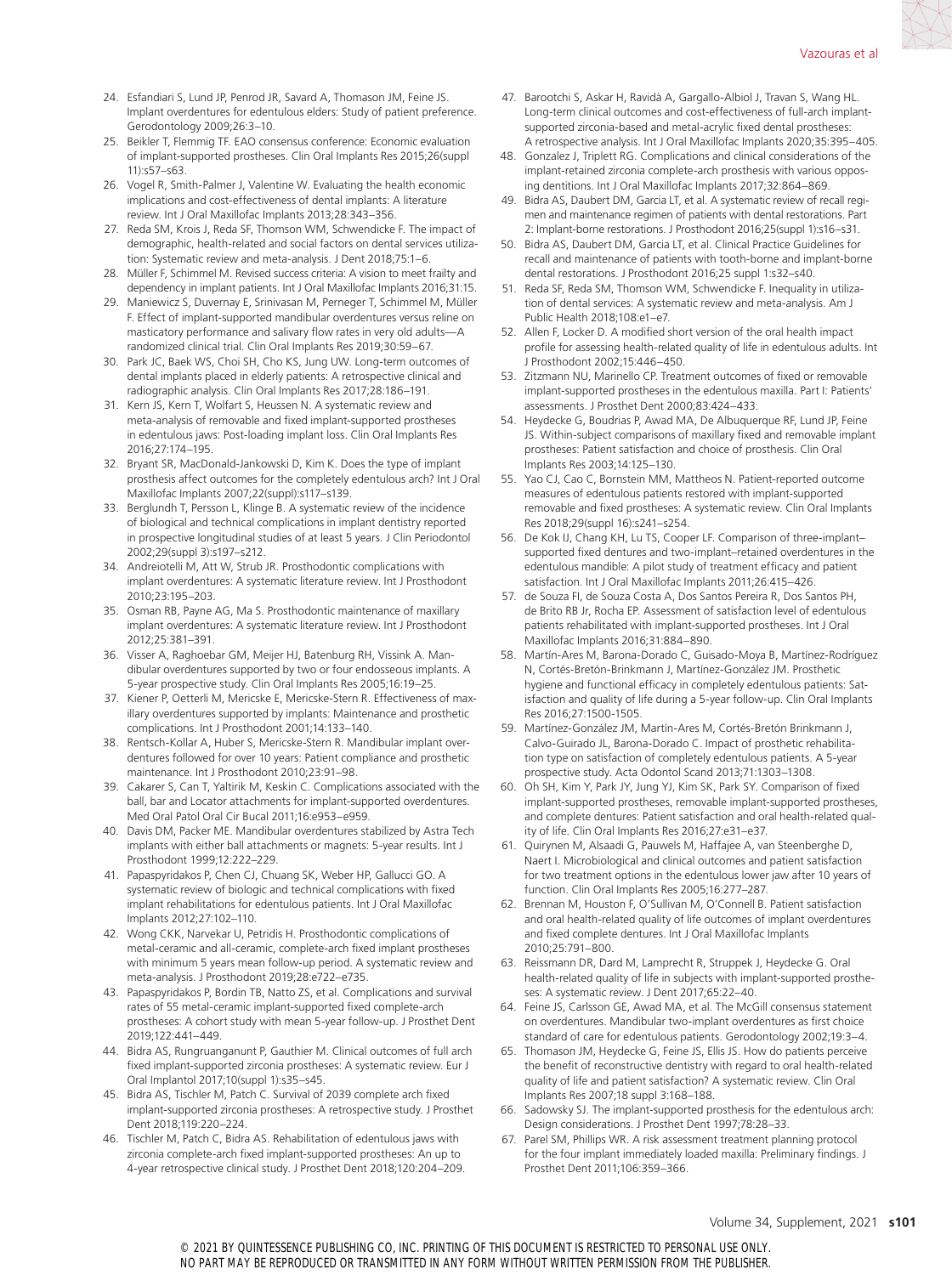24. Esfandiari S, Lund JP, Penrod JR, Savard A, Thomason JM, Feine JS. Implant overdentures for edentulous elders: Study of patient preference. Gerodontology 2009;26:3–10.
25. Beikler T, Flemmig TF. EAO consensus conference: Economic evaluation of implant-supported prostheses. Clin Oral Implants Res 2015;26(suppl 11):s57–s63.
26. Vogel R, Smith-Palmer J, Valentine W. Evaluating the health economic implications and cost-effectiveness of dental implants: A literature review. Int J Oral Maxillofac Implants 2013;28:343–356.
27. Reda SM, Krois J, Reda SF, Thomson WM, Schwendicke F. The impact of demographic, health-related and social factors on dental services utilization: Systematic review and meta-analysis. J Dent 2018;75:1–6.
28. Müller F, Schimmel M. Revised success criteria: A vision to meet frailty and dependency in implant patients. Int J Oral Maxillofac Implants 2016;31:15.
29. Maniewicz S, Duvernay E, Srinivasan M, Perneger T, Schimmel M, Müller F. Effect of implant-supported mandibular overdentures versus reline on masticatory performance and salivary flow rates in very old adults—A randomized clinical trial. Clin Oral Implants Res 2019;30:59–67.
30. Park JC, Baek WS, Choi SH, Cho KS, Jung UW. Long-term outcomes of dental implants placed in elderly patients: A retrospective clinical and radiographic analysis. Clin Oral Implants Res 2017;28:186–191.
31. Kern JS, Kern T, Wolfart S, Heussen N. A systematic review and meta-analysis of removable and fixed implant-supported prostheses in edentulous jaws: Post-loading implant loss. Clin Oral Implants Res 2016;27:174–195.
32. Bryant SR, MacDonald-Jankowski D, Kim K. Does the type of implant prosthesis affect outcomes for the completely edentulous arch? Int J Oral Maxillofac Implants 2007;22(suppl):s117–s139.
33. Berglundh T, Persson L, Klinge B. A systematic review of the incidence of biological and technical complications in implant dentistry reported in prospective longitudinal studies of at least 5 years. J Clin Periodontol 2002;29(suppl 3):s197–s212.
34. Andreiotelli M, Att W, Strub JR. Prosthodontic complications with implant overdentures: A systematic literature review. Int J Prosthodont 2010;23:195–203.
35. Osman RB, Payne AG, Ma S. Prosthodontic maintenance of maxillary implant overdentures: A systematic literature review. Int J Prosthodont 2012;25:381–391.
36. Visser A, Raghoebar GM, Meijer HJ, Batenburg RH, Vissink A. Mandibular overdentures supported by two or four endosseous implants. A 5-year prospective study. Clin Oral Implants Res 2005;16:19–25.
37. Kiener P, Oetterli M, Mericske E, Mericske-Stern R. Effectiveness of maxillary overdentures supported by implants: Maintenance and prosthetic complications. Int J Prosthodont 2001;14:133–140.
38. Rentsch-Kollar A, Huber S, Mericske-Stern R. Mandibular implant overdentures followed for over 10 years: Patient compliance and prosthetic maintenance. Int J Prosthodont 2010;23:91–98.
39. Cakarer S, Can T, Yaltirik M, Keskin C. Complications associated with the ball, bar and Locator attachments for implant-supported overdentures. Med Oral Patol Oral Cir Bucal 2011;16:e953–e959.
40. Davis DM, Packer ME. Mandibular overdentures stabilized by Astra Tech implants with either ball attachments or magnets: 5-year results. Int J Prosthodont 1999;12:222–229.
41. Papaspyridakos P, Chen CJ, Chuang SK, Weber HP, Gallucci GO. A systematic review of biologic and technical complications with fixed implant rehabilitations for edentulous patients. Int J Oral Maxillofac Implants 2012;27:102–110.
42. Wong CKK, Narvekar U, Petridis H. Prosthodontic complications of metal-ceramic and all-ceramic, complete-arch fixed implant prostheses with minimum 5 years mean follow-up period. A systematic review and meta-analysis. J Prosthodont 2019;28:e722–e735.
43. Papaspyridakos P, Bordin TB, Natto ZS, et al. Complications and survival rates of 55 metal-ceramic implant-supported fixed complete-arch prostheses: A cohort study with mean 5-year follow-up. J Prosthet Dent 2019;122:441–449.
44. Bidra AS, Rungruanganunt P, Gauthier M. Clinical outcomes of full arch fixed implant-supported zirconia prostheses: A systematic review. Eur J Oral Implantol 2017;10(suppl 1):s35–s45.
45. Bidra AS, Tischler M, Patch C. Survival of 2039 complete arch fixed implant-supported zirconia prostheses: A retrospective study. J Prosthet Dent 2018;119:220–224.
46. Tischler M, Patch C, Bidra AS. Rehabilitation of edentulous jaws with zirconia complete-arch fixed implant-supported prostheses: An up to 4-year retrospective clinical study. J Prosthet Dent 2018;120:204–209.
47. Barootchi S, Askar H, Ravidà A, Gargallo-Albiol J, Travan S, Wang HL. Long-term clinical outcomes and cost-effectiveness of full-arch implant-supported zirconia-based and metal-acrylic fixed dental prostheses: A retrospective analysis. Int J Oral Maxillofac Implants 2020;35:395–405.
48. Gonzalez J, Triplett RG. Complications and clinical considerations of the implant-retained zirconia complete-arch prosthesis with various opposing dentitions. Int J Oral Maxillofac Implants 2017;32:864–869.
49. Bidra AS, Daubert DM, Garcia LT, et al. A systematic review of recall regimen and maintenance regimen of patients with dental restorations. Part 2: Implant-borne restorations. J Prosthodont 2016;25(suppl 1):s16–s31.
50. Bidra AS, Daubert DM, Garcia LT, et al. Clinical Practice Guidelines for recall and maintenance of patients with tooth-borne and implant-borne dental restorations. J Prosthodont 2016;25 suppl 1:s32–s40.
51. Reda SF, Reda SM, Thomson WM, Schwendicke F. Inequality in utilization of dental services: A systematic review and meta-analysis. Am J Public Health 2018;108:e1–e7.
52. Allen F, Locker D. A modified short version of the oral health impact profile for assessing health-related quality of life in edentulous adults. Int J Prosthodont 2002;15:446–450.
53. Zitzmann NU, Marinello CP. Treatment outcomes of fixed or removable implant-supported prostheses in the edentulous maxilla. Part I: Patients' assessments. J Prosthet Dent 2000;83:424–433.
54. Heydecke G, Boudrias P, Awad MA, De Albuquerque RF, Lund JP, Feine JS. Within-subject comparisons of maxillary fixed and removable implant prostheses: Patient satisfaction and choice of prosthesis. Clin Oral Implants Res 2003;14:125–130.
55. Yao CJ, Cao C, Bornstein MM, Mattheos N. Patient-reported outcome measures of edentulous patients restored with implant-supported removable and fixed prostheses: A systematic review. Clin Oral Implants Res 2018;29(suppl 16):s241–s254.
56. De Kok IJ, Chang KH, Lu TS, Cooper LF. Comparison of three-implant–supported fixed dentures and two-implant–retained overdentures in the edentulous mandible: A pilot study of treatment efficacy and patient satisfaction. Int J Oral Maxillofac Implants 2011;26:415–426.
57. de Souza FI, de Souza Costa A, Dos Santos Pereira R, Dos Santos PH, de Brito RB Jr, Rocha EP. Assessment of satisfaction level of edentulous patients rehabilitated with implant-supported prostheses. Int J Oral Maxillofac Implants 2016;31:884–890.
58. Martín-Ares M, Barona-Dorado C, Guisado-Moya B, Martínez-Rodríguez N, Cortés-Bretón-Brinkmann J, Martínez-González JM. Prosthetic hygiene and functional efficacy in completely edentulous patients: Satisfaction and quality of life during a 5-year follow-up. Clin Oral Implants Res 2016;27:1500-1505.
59. Martínez-González JM, Martín-Ares M, Cortés-Bretón Brinkmann J, Calvo-Guirado JL, Barona-Dorado C. Impact of prosthetic rehabilitation type on satisfaction of completely edentulous patients. A 5-year prospective study. Acta Odontol Scand 2013;71:1303–1308.
60. Oh SH, Kim Y, Park JY, Jung YJ, Kim SK, Park SY. Comparison of fixed implant-supported prostheses, removable implant-supported prostheses, and complete dentures: Patient satisfaction and oral health-related quality of life. Clin Oral Implants Res 2016;27:e31–e37.
61. Quirynen M, Alsaadi G, Pauwels M, Haffajee A, van Steenberghe D, Naert I. Microbiological and clinical outcomes and patient satisfaction for two treatment options in the edentulous lower jaw after 10 years of function. Clin Oral Implants Res 2005;16:277–287.
62. Brennan M, Houston F, O'Sullivan M, O'Connell B. Patient satisfaction and oral health-related quality of life outcomes of implant overdentures and fixed complete dentures. Int J Oral Maxillofac Implants 2010;25:791–800.
63. Reissmann DR, Dard M, Lamprecht R, Struppek J, Heydecke G. Oral health-related quality of life in subjects with implant-supported prostheses: A systematic review. J Dent 2017;65:22–40.
64. Feine JS, Carlsson GE, Awad MA, et al. The McGill consensus statement on overdentures. Mandibular two-implant overdentures as first choice standard of care for edentulous patients. Gerodontology 2002;19:3–4.
65. Thomason JM, Heydecke G, Feine JS, Ellis JS. How do patients perceive the benefit of reconstructive dentistry with regard to oral health-related quality of life and patient satisfaction? A systematic review. Clin Oral Implants Res 2007;18 suppl 3:168–188.
66. Sadowsky SJ. The implant-supported prosthesis for the edentulous arch: Design considerations. J Prosthet Dent 1997;78:28–33.
67. Parel SM, Phillips WR. A risk assessment treatment planning protocol for the four implant immediately loaded maxilla: Preliminary findings. J Prosthet Dent 2011;106:359–366.